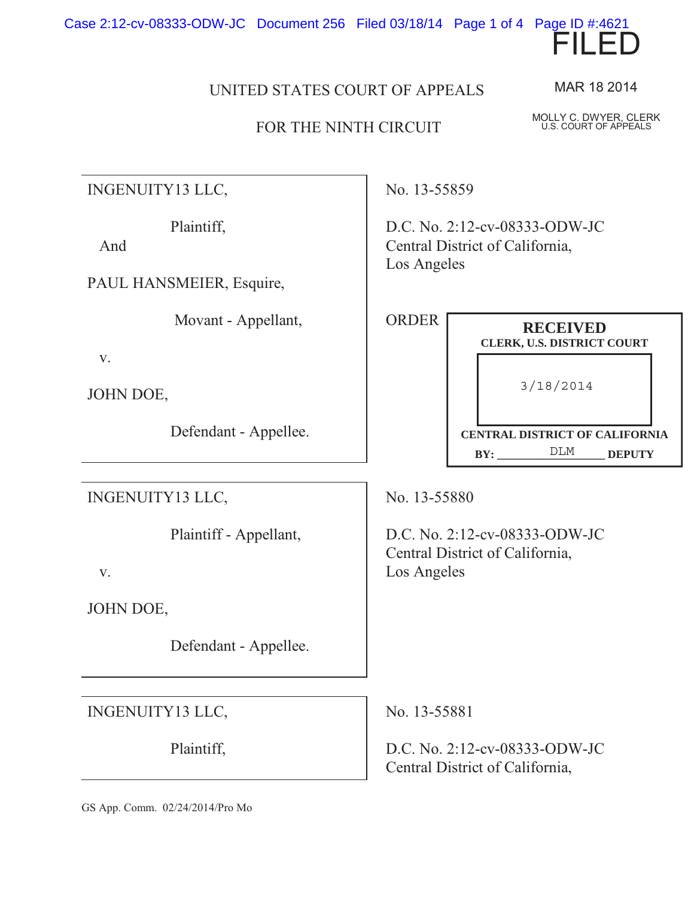FILED

UNITED STATES COURT OF APPEALS

FOR THE NINTH CIRCUIT

MAR 18 2014

MOLLY C. DWYER, CLERK
U.S. COURT OF APPEALS

| | |
|---|---|
| INGENUITY13 LLC,<br><br>Plaintiff,<br><br>And<br><br>PAUL HANSMEIER, Esquire,<br><br>Movant - Appellant,<br><br>v.<br><br>JOHN DOE,<br><br>Defendant - Appellee. | No. 13-55859<br><br>D.C. No. 2:12-cv-08333-ODW-JC<br>Central District of California,<br>Los Angeles<br><br>ORDER |
| INGENUITY13 LLC,<br><br>Plaintiff - Appellant,<br><br>v.<br><br>JOHN DOE,<br><br>Defendant - Appellee. | No. 13-55880<br><br>D.C. No. 2:12-cv-08333-ODW-JC<br>Central District of California,<br>Los Angeles |
| INGENUITY13 LLC,<br><br>Plaintiff, | No. 13-55881<br><br>D.C. No. 2:12-cv-08333-ODW-JC<br>Central District of California, |

RECEIVED
CLERK, U.S. DISTRICT COURT
3/18/2014
CENTRAL DISTRICT OF CALIFORNIA
BY: DLM DEPUTY

GS App. Comm. 02/24/2014/Pro Mo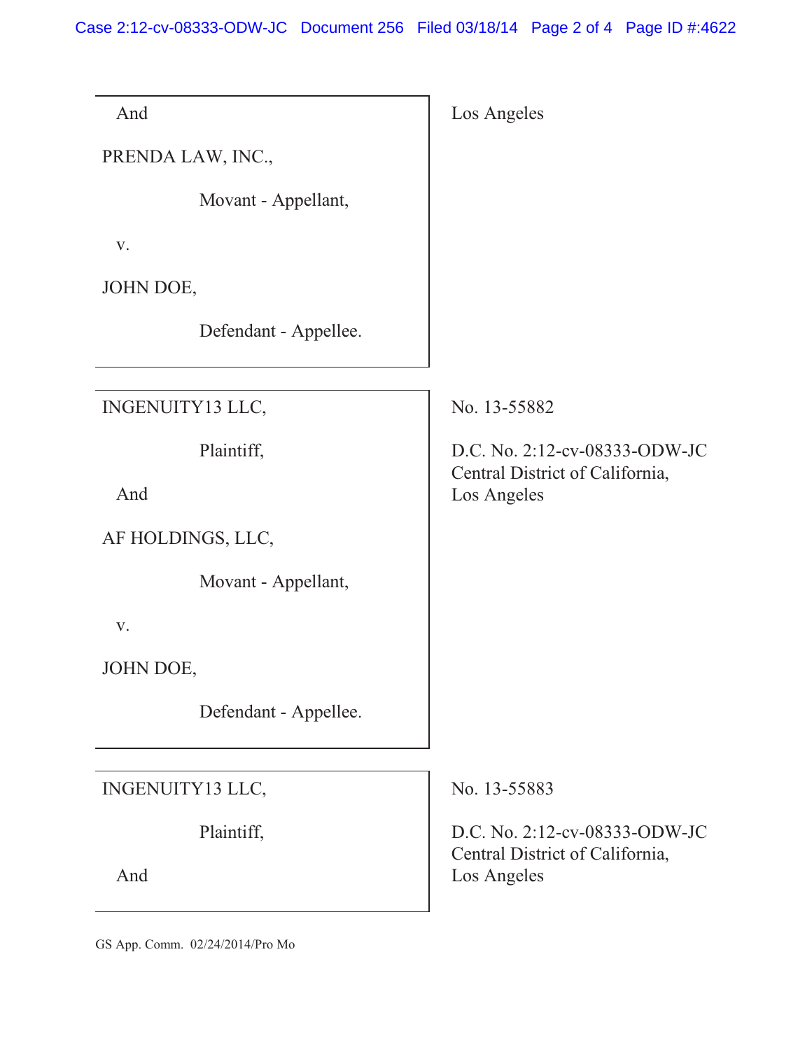| | |
|---|---|
| And<br><br>PRENDA LAW, INC.,<br><br>Movant - Appellant,<br><br>v.<br><br>JOHN DOE,<br><br>Defendant - Appellee. | Los Angeles |
| INGENUITY13 LLC,<br><br>Plaintiff,<br><br>And<br><br>AF HOLDINGS, LLC,<br><br>Movant - Appellant,<br><br>v.<br><br>JOHN DOE,<br><br>Defendant - Appellee. | No. 13-55882<br><br>D.C. No. 2:12-cv-08333-ODW-JC<br>Central District of California,<br>Los Angeles |
| INGENUITY13 LLC,<br><br>Plaintiff,<br><br>And | No. 13-55883<br><br>D.C. No. 2:12-cv-08333-ODW-JC<br>Central District of California,<br>Los Angeles |

GS App. Comm. 02/24/2014/Pro Mo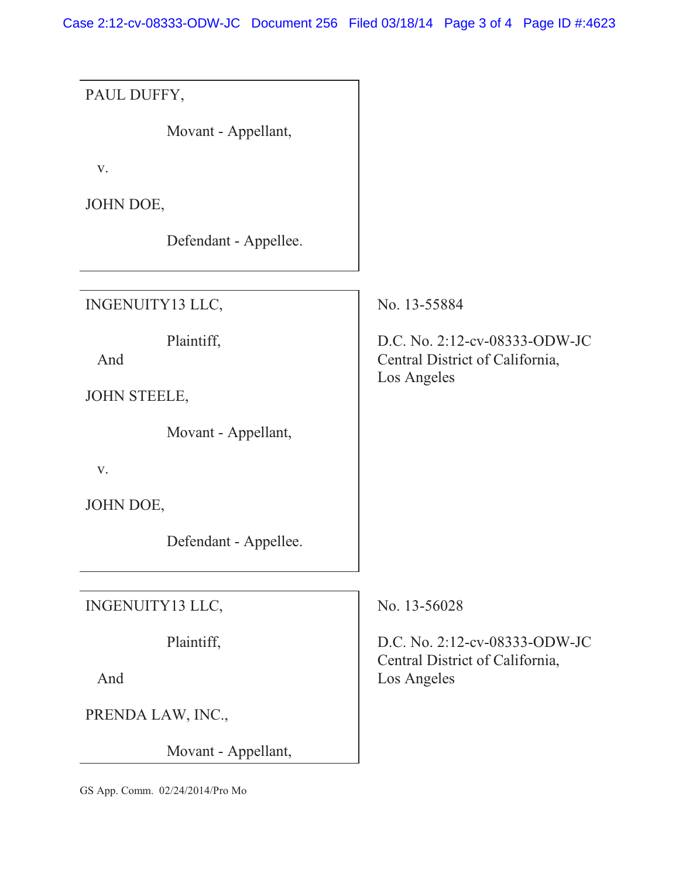| | |
|---|---|
| PAUL DUFFY,<br><br>Movant - Appellant,<br><br>v.<br><br>JOHN DOE,<br><br>Defendant - Appellee. | |
| INGENUITY13 LLC,<br><br>Plaintiff,<br><br>And<br><br>JOHN STEELE,<br><br>Movant - Appellant,<br><br>v.<br><br>JOHN DOE,<br><br>Defendant - Appellee. | No. 13-55884<br><br>D.C. No. 2:12-cv-08333-ODW-JC<br>Central District of California,<br>Los Angeles |
| INGENUITY13 LLC,<br><br>Plaintiff,<br><br>And<br><br>PRENDA LAW, INC.,<br><br>Movant - Appellant, | No. 13-56028<br><br>D.C. No. 2:12-cv-08333-ODW-JC<br>Central District of California,<br>Los Angeles |

GS App. Comm. 02/24/2014/Pro Mo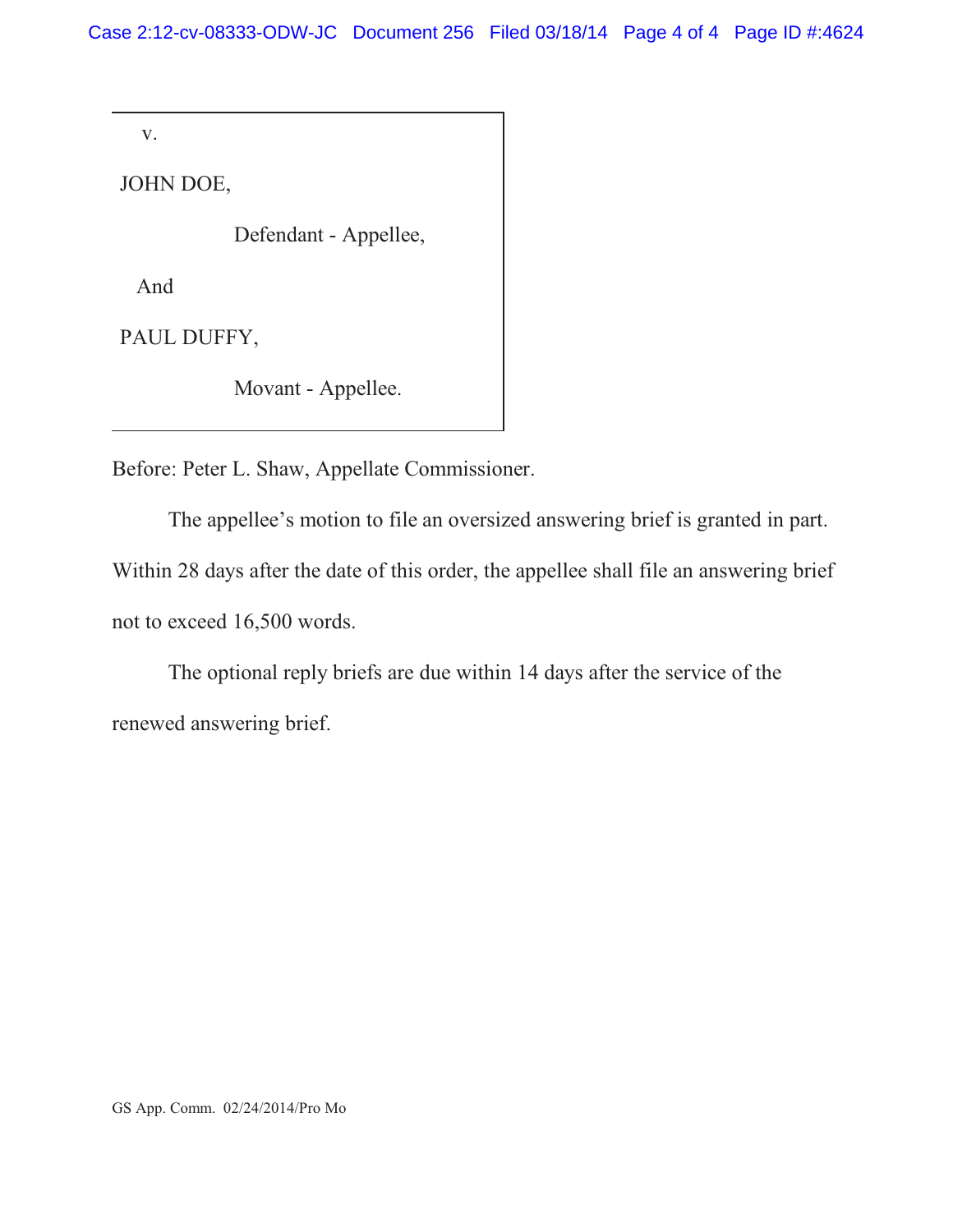v.

JOHN DOE,

Defendant - Appellee,

And

PAUL DUFFY,

Movant - Appellee.

Before: Peter L. Shaw, Appellate Commissioner.

The appellee's motion to file an oversized answering brief is granted in part. Within 28 days after the date of this order, the appellee shall file an answering brief not to exceed 16,500 words.

The optional reply briefs are due within 14 days after the service of the renewed answering brief.

GS App. Comm. 02/24/2014/Pro Mo